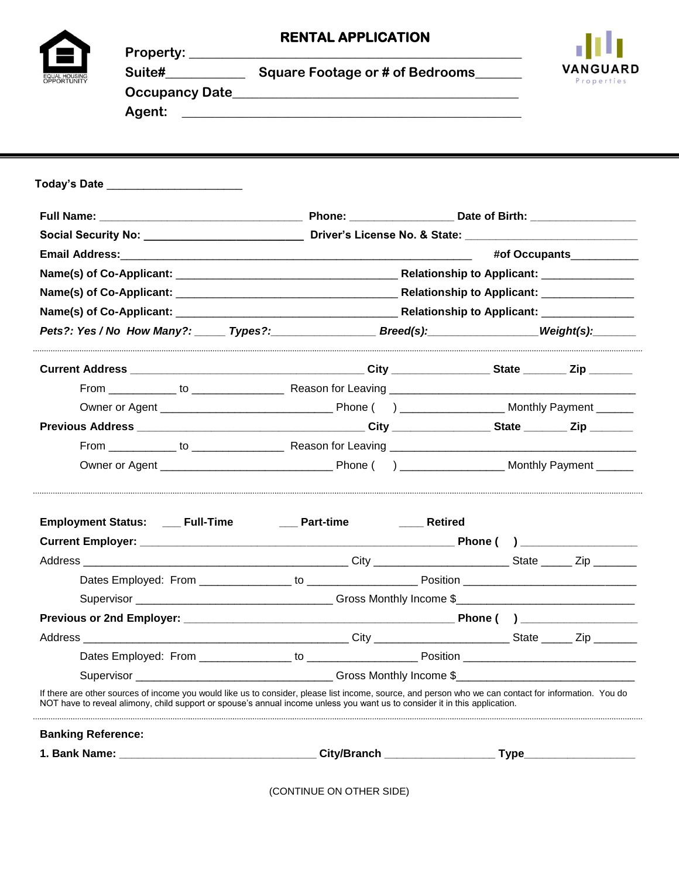# RENTAL APPLICATION

EQUAL HOUSING OPPORTUNITY

VANGUARD Properties

**Property:** ____________________________________________

**Suite#**__________ **Square Footage or # of Bedrooms**______

**Occupancy Date**_________________________________________

**Agent:** ____________________________________________

---

**Today's Date** ______________________

**Full Name:** ________________________________ **Phone:** ________________ **Date of Birth:** ________________

**Social Security No:** ________________________ **Driver's License No. & State:** ____________________________

**Email Address:**_______________________________________________________ **#of Occupants**___________

**Name(s) of Co-Applicant:** ___________________________________ **Relationship to Applicant:** ______________

**Name(s) of Co-Applicant:** ___________________________________ **Relationship to Applicant:** ______________

**Name(s) of Co-Applicant:** ___________________________________ **Relationship to Applicant:** ______________

***Pets?: Yes / No How Many?:*** _____ ***Types?:***________________ ***Breed(s):***_________________***Weight(s):***_______

---

**Current Address** ______________________________________ **City** _______________ **State** _______ **Zip** _______

From ___________ to _______________ Reason for Leaving ________________________________________

Owner or Agent ____________________________ Phone ( ) ________________ Monthly Payment ______

**Previous Address** ______________________________________ **City** _______________ **State** _______ **Zip** _______

From ___________ to _______________ Reason for Leaving ________________________________________

Owner or Agent ____________________________ Phone ( ) ________________ Monthly Payment ______

---

**Employment Status:** ___ **Full-Time** ___ **Part-time** ____ **Retired**

**Current Employer:** ___________________________________________________ **Phone ( )** __________________

Address ___________________________________________ City _____________________ State _____ Zip _______

Dates Employed: From ______________ to _________________ Position ____________________________

Supervisor _______________________________ Gross Monthly Income $____________________________

**Previous or 2nd Employer:** ___________________________________________ **Phone ( )** __________________

Address ___________________________________________ City _____________________ State _____ Zip _______

Dates Employed: From ______________ to _________________ Position ____________________________

Supervisor _______________________________ Gross Monthly Income $____________________________

If there are other sources of income you would like us to consider, please list income, source, and person who we can contact for information. You do NOT have to reveal alimony, child support or spouse's annual income unless you want us to consider it in this application.

---

**Banking Reference:**

**1. Bank Name:** ________________________________ **City/Branch** __________________ **Type**__________________

(CONTINUE ON OTHER SIDE)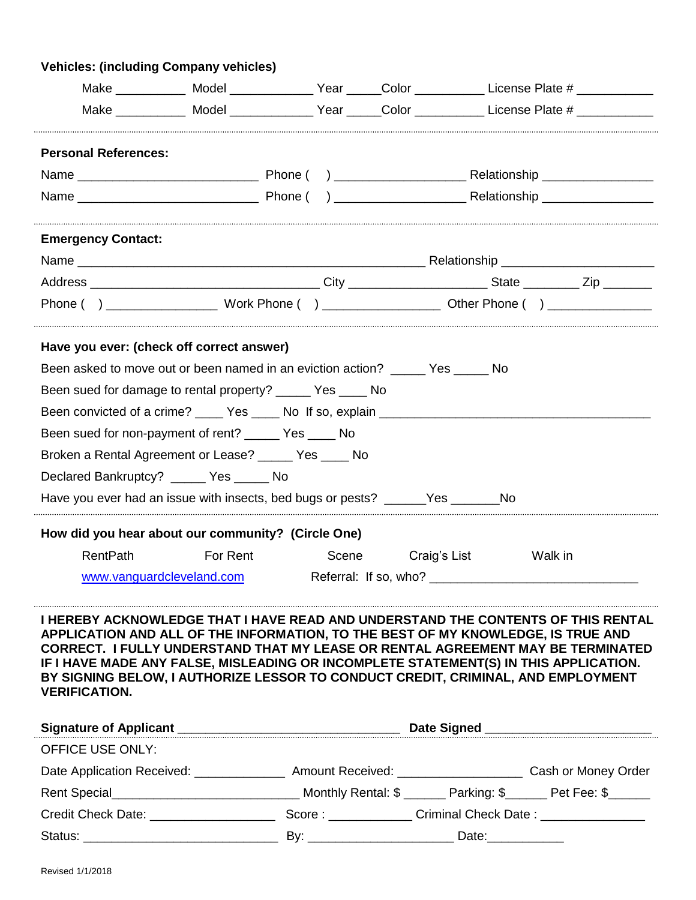**Vehicles: (including Company vehicles)**

Make __________ Model ____________ Year _____Color __________ License Plate # ___________

Make __________ Model ____________ Year _____Color __________ License Plate # ___________

**Personal References:**

Name _________________________ Phone ( ) __________________ Relationship ________________

Name _________________________ Phone ( ) __________________ Relationship ________________

**Emergency Contact:**

Name ________________________________________________ Relationship _____________________

Address ________________________________ City ___________________ State ________ Zip _______

Phone ( ) ________________ Work Phone ( ) ________________ Other Phone ( ) ______________

**Have you ever: (check off correct answer)**

Been asked to move out or been named in an eviction action? _____ Yes _____ No

Been sued for damage to rental property? _____ Yes ____ No

Been convicted of a crime? ____ Yes ____ No If so, explain ______________________________________

Been sued for non-payment of rent? _____ Yes ____ No

Broken a Rental Agreement or Lease? _____ Yes ____ No

Declared Bankruptcy? _____ Yes _____ No

Have you ever had an issue with insects, bed bugs or pests? ______Yes _______No

**How did you hear about our community? (Circle One)**

RentPath For Rent Scene Craig's List Walk in

www.vanguardcleveland.com Referral: If so, who? ______________________________

**I HEREBY ACKNOWLEDGE THAT I HAVE READ AND UNDERSTAND THE CONTENTS OF THIS RENTAL APPLICATION AND ALL OF THE INFORMATION, TO THE BEST OF MY KNOWLEDGE, IS TRUE AND CORRECT. I FULLY UNDERSTAND THAT MY LEASE OR RENTAL AGREEMENT MAY BE TERMINATED IF I HAVE MADE ANY FALSE, MISLEADING OR INCOMPLETE STATEMENT(S) IN THIS APPLICATION. BY SIGNING BELOW, I AUTHORIZE LESSOR TO CONDUCT CREDIT, CRIMINAL, AND EMPLOYMENT VERIFICATION.**

**Signature of Applicant** _________________________________ **Date Signed** _________________________

OFFICE USE ONLY:

Date Application Received: _____________ Amount Received: __________________ Cash or Money Order

Rent Special____________________________ Monthly Rental: $ ______ Parking: $______ Pet Fee: $______

Credit Check Date: __________________ Score : ____________ Criminal Check Date : _______________

Status: _____________________________ By: _____________________ Date:___________

Revised 1/1/2018